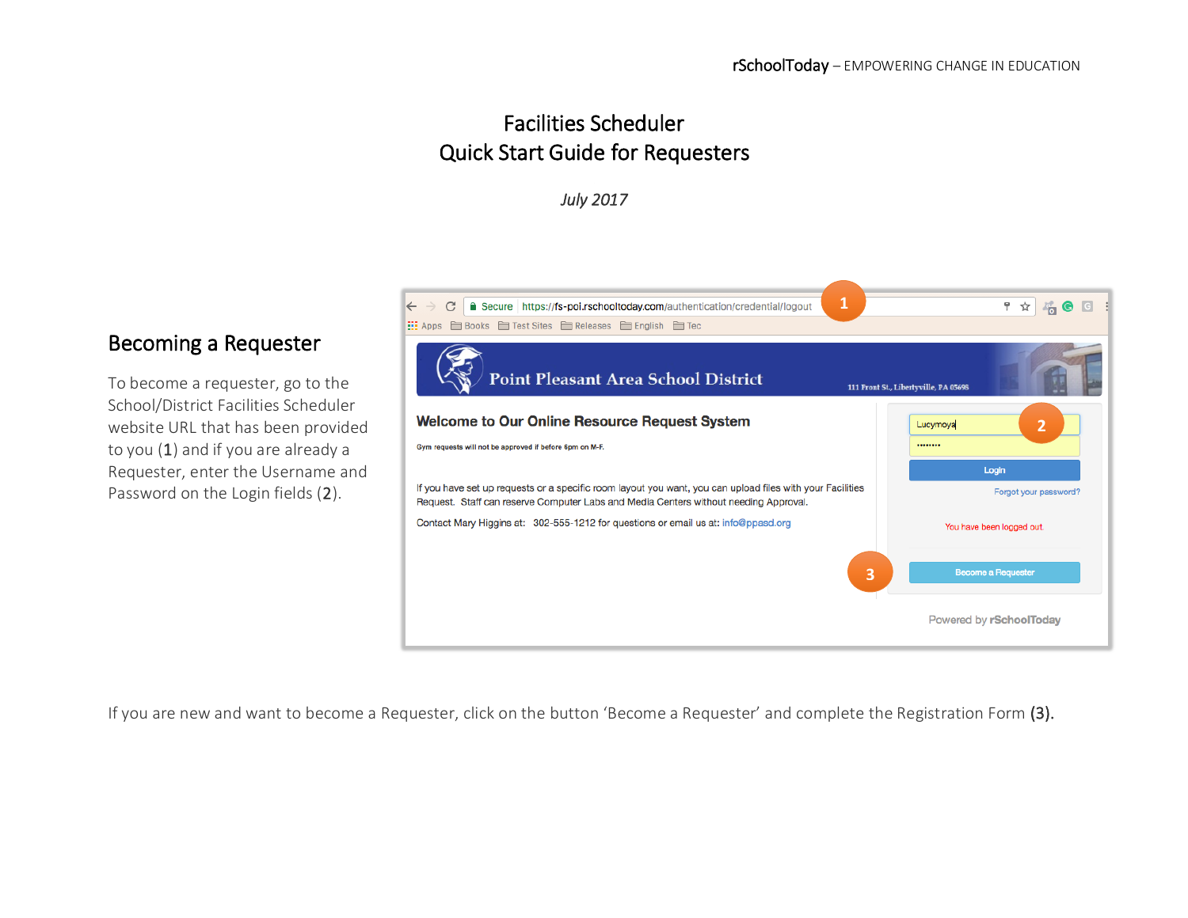# Facilities Scheduler
# Quick Start Guide for Requesters

*July 2017*

## Becoming a Requester

To become a requester, go to the School/District Facilities Scheduler website URL that has been provided to you (**1**) and if you are already a Requester, enter the Username and Password on the Login fields (**2**).

If you are new and want to become a Requester, click on the button 'Become a Requester' and complete the Registration Form **(3).**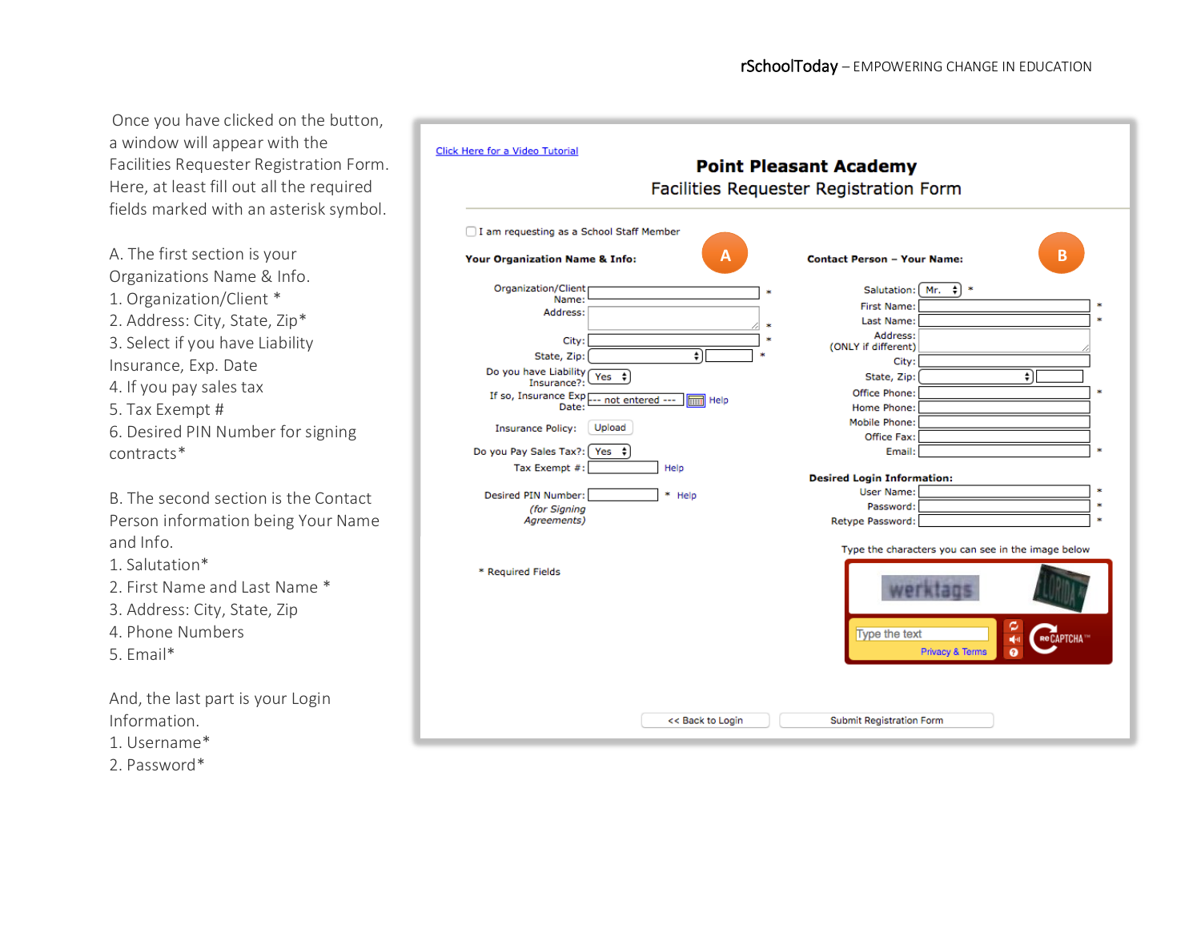Once you have clicked on the button, a window will appear with the Facilities Requester Registration Form. Here, at least fill out all the required fields marked with an asterisk symbol.

A. The first section is your Organizations Name & Info.
1. Organization/Client *
2. Address: City, State, Zip*
3. Select if you have Liability Insurance, Exp. Date
4. If you pay sales tax
5. Tax Exempt #
6. Desired PIN Number for signing contracts*

B. The second section is the Contact Person information being Your Name and Info.
1. Salutation*
2. First Name and Last Name *
3. Address: City, State, Zip
4. Phone Numbers
5. Email*

And, the last part is your Login Information.
1. Username*
2. Password*

Click Here for a Video Tutorial

**Point Pleasant Academy**

Facilities Requester Registration Form

☐ I am requesting as a School Staff Member

**Your Organization Name & Info:** (A)

Organization/Client Name: *
Address: *
City: *
State, Zip: *
Do you have Liability Insurance?: Yes
If so, Insurance Exp Date: --- not entered --- Help
Insurance Policy: Upload
Do you Pay Sales Tax?: Yes
Tax Exempt #: Help
Desired PIN Number: * Help
*(for Signing Agreements)*

* Required Fields

**Contact Person – Your Name:** (B)

Salutation: Mr. *
First Name: *
Last Name: *
Address: (ONLY if different)
City:
State, Zip:
Office Phone: *
Home Phone:
Mobile Phone:
Office Fax:
Email: *

**Desired Login Information:**

User Name: *
Password: *
Retype Password: *

Type the characters you can see in the image below

Type the text

Privacy & Terms

<< Back to Login | Submit Registration Form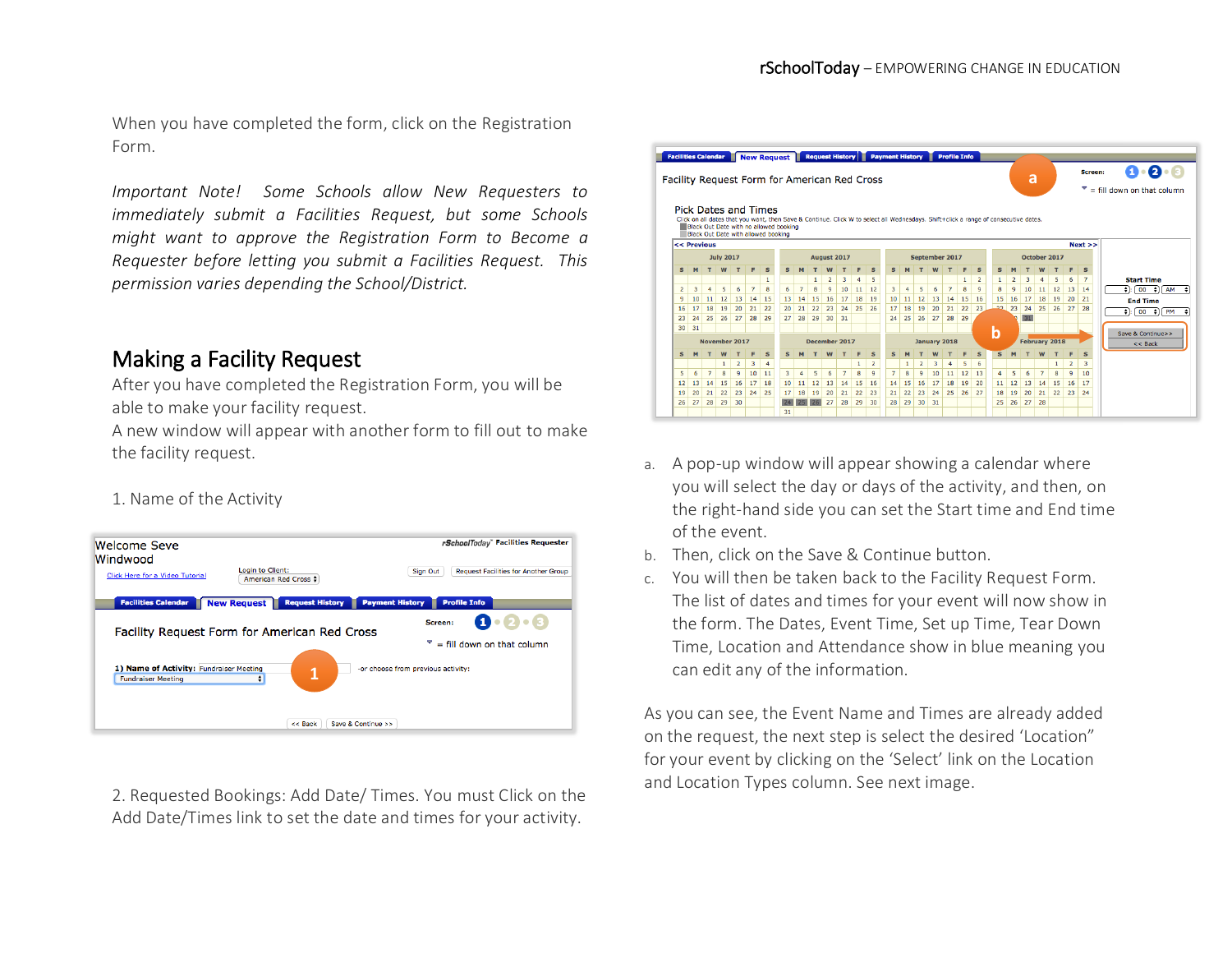When you have completed the form, click on the Registration Form.

*Important Note! Some Schools allow New Requesters to immediately submit a Facilities Request, but some Schools might want to approve the Registration Form to Become a Requester before letting you submit a Facilities Request. This permission varies depending the School/District.*

## Making a Facility Request

After you have completed the Registration Form, you will be able to make your facility request.

A new window will appear with another form to fill out to make the facility request.

1. Name of the Activity

2. Requested Bookings: Add Date/ Times. You must Click on the Add Date/Times link to set the date and times for your activity.

a. A pop-up window will appear showing a calendar where you will select the day or days of the activity, and then, on the right-hand side you can set the Start time and End time of the event.

b. Then, click on the Save & Continue button.

c. You will then be taken back to the Facility Request Form. The list of dates and times for your event will now show in the form. The Dates, Event Time, Set up Time, Tear Down Time, Location and Attendance show in blue meaning you can edit any of the information.

As you can see, the Event Name and Times are already added on the request, the next step is select the desired 'Location" for your event by clicking on the 'Select' link on the Location and Location Types column. See next image.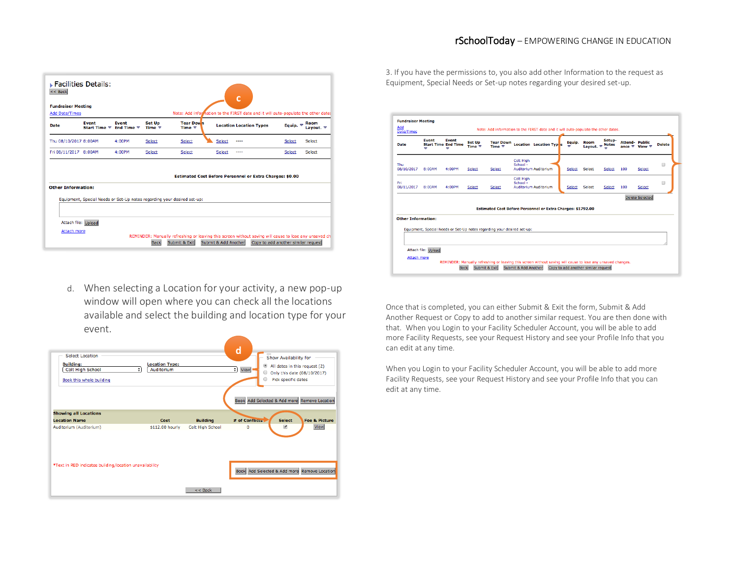d. When selecting a Location for your activity, a new pop-up window will open where you can check all the locations available and select the building and location type for your event.

3. If you have the permissions to, you also add other Information to the request as Equipment, Special Needs or Set-up notes regarding your desired set-up.

Once that is completed, you can either Submit & Exit the form, Submit & Add Another Request or Copy to add to another similar request. You are then done with that. When you Login to your Facility Scheduler Account, you will be able to add more Facility Requests, see your Request History and see your Profile Info that you can edit at any time.

When you Login to your Facility Scheduler Account, you will be able to add more Facility Requests, see your Request History and see your Profile Info that you can edit at any time.